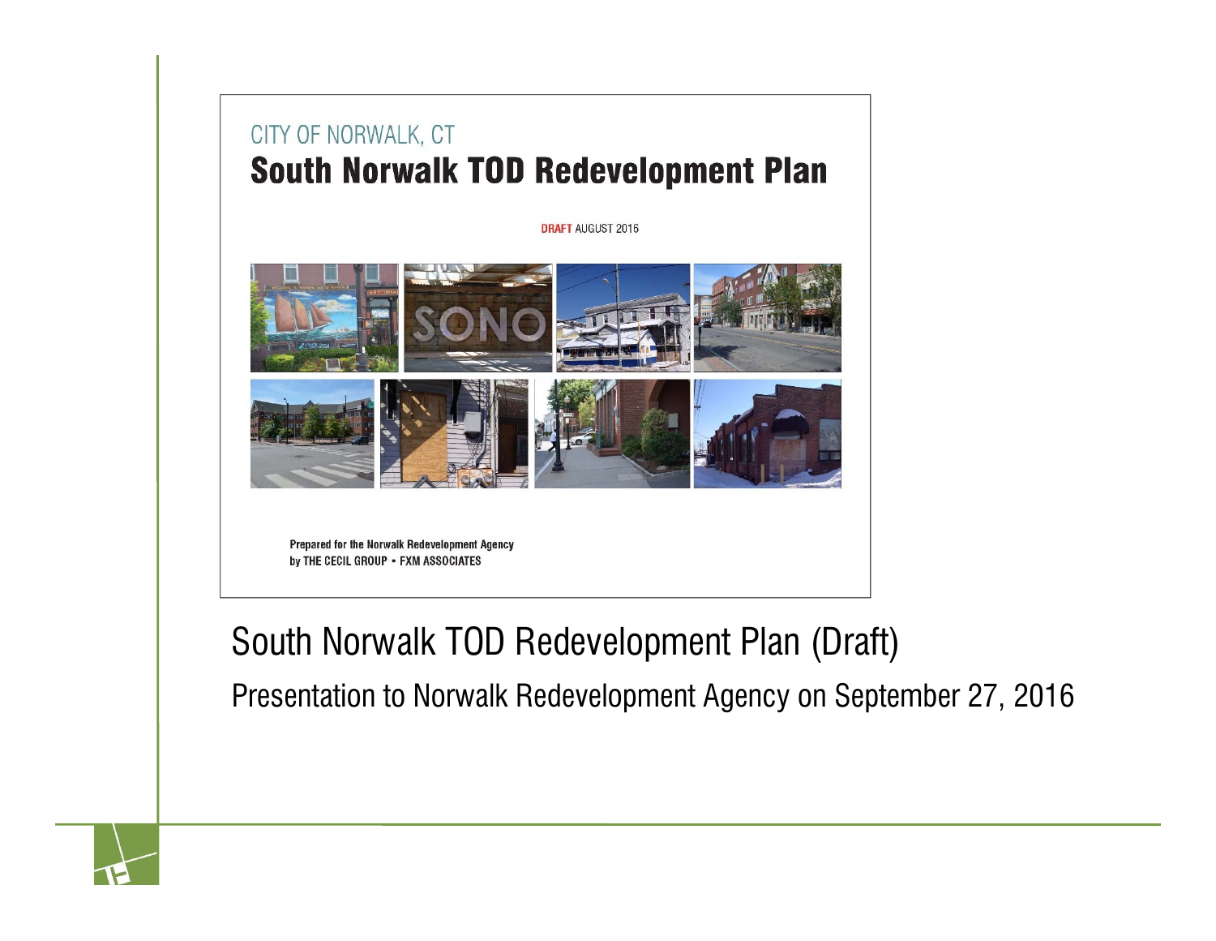CITY OF NORWALK, CT

**South Norwalk TOD Redevelopment Plan**

DRAFT AUGUST 2016

SONO

**Prepared for the Norwalk Redevelopment Agency**
**by THE CECIL GROUP • FXM ASSOCIATES**

# South Norwalk TOD Redevelopment Plan (Draft)

Presentation to Norwalk Redevelopment Agency on September 27, 2016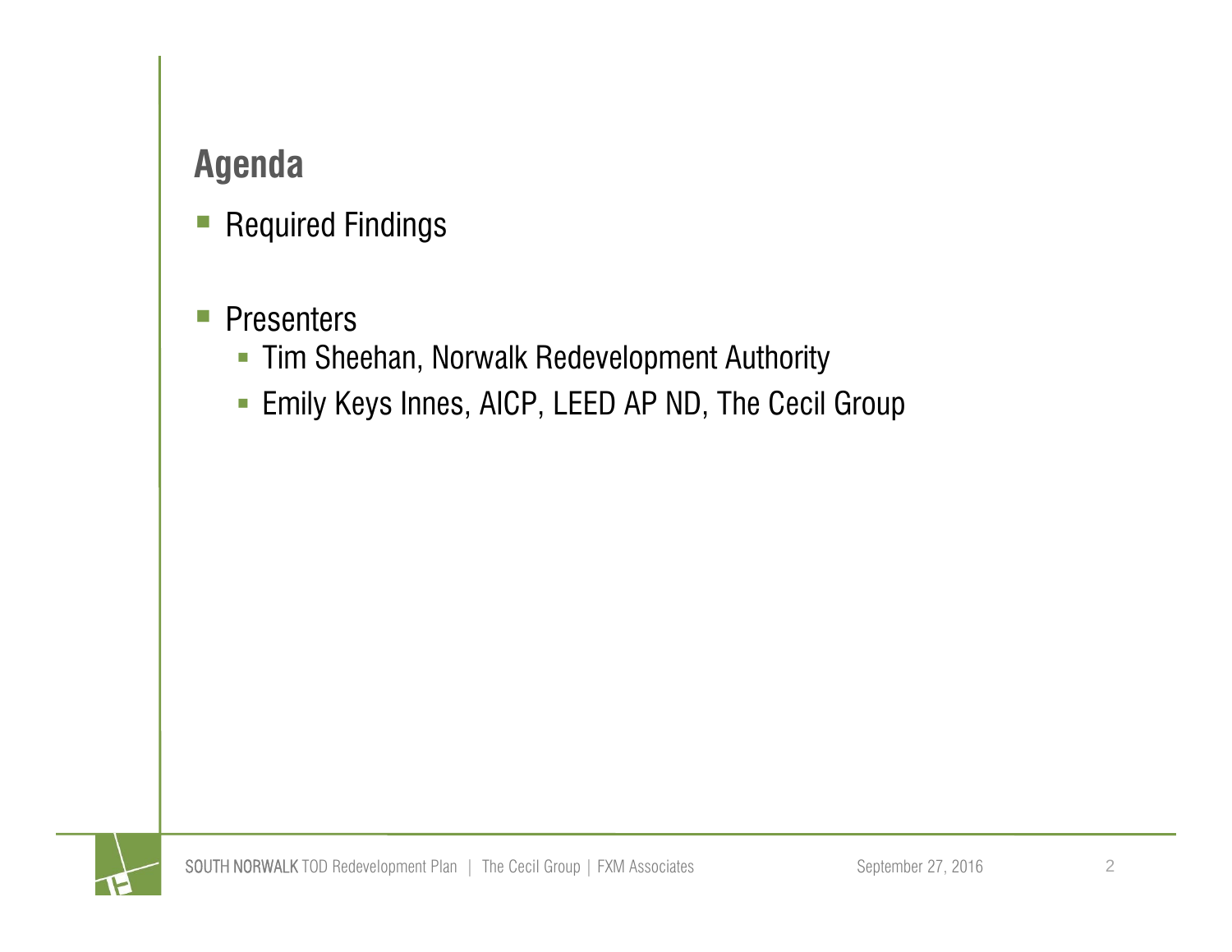# Agenda

- Required Findings

- Presenters
  - Tim Sheehan, Norwalk Redevelopment Authority
  - Emily Keys Innes, AICP, LEED AP ND, The Cecil Group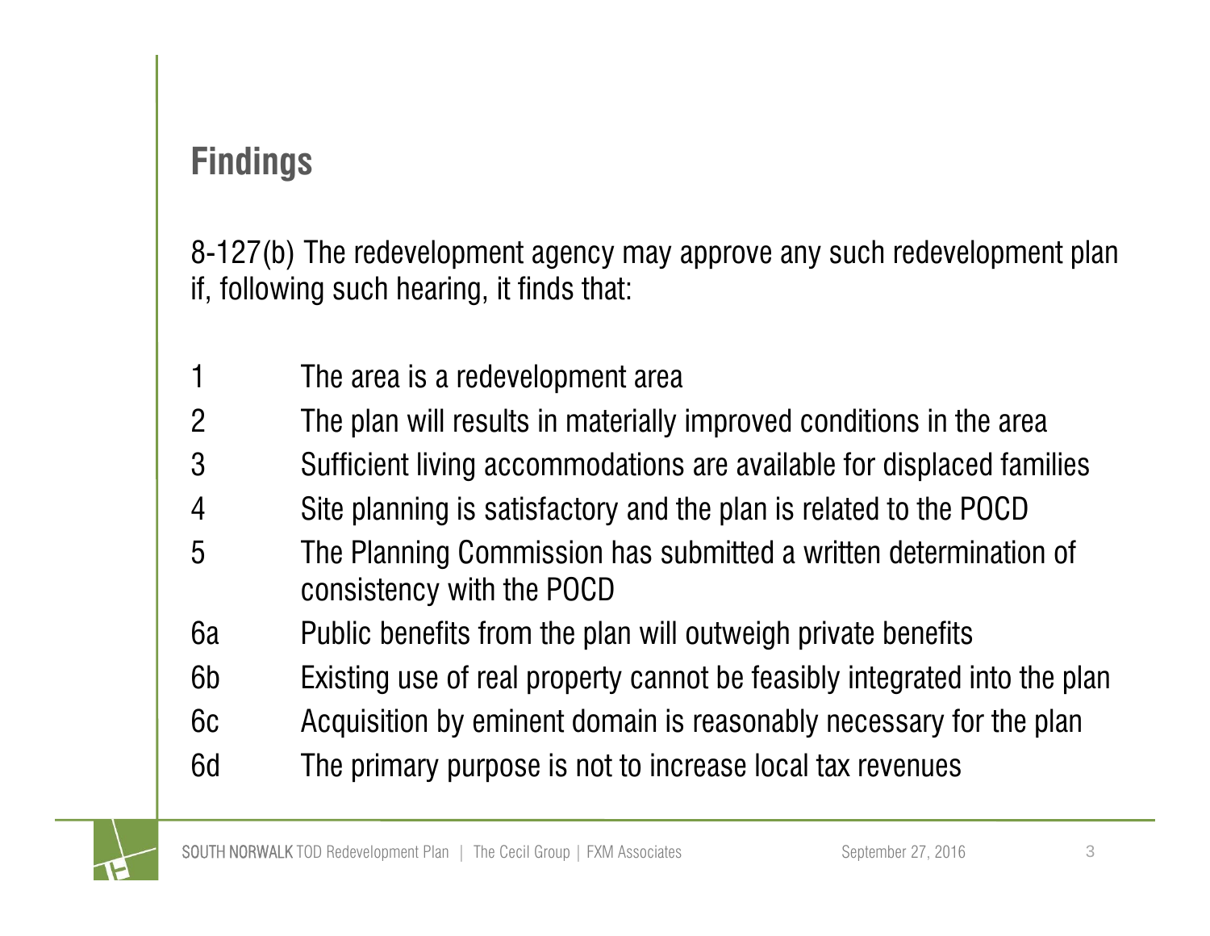## Findings

8-127(b) The redevelopment agency may approve any such redevelopment plan if, following such hearing, it finds that:

| | |
|---|---|
| 1 | The area is a redevelopment area |
| 2 | The plan will results in materially improved conditions in the area |
| 3 | Sufficient living accommodations are available for displaced families |
| 4 | Site planning is satisfactory and the plan is related to the POCD |
| 5 | The Planning Commission has submitted a written determination of consistency with the POCD |
| 6a | Public benefits from the plan will outweigh private benefits |
| 6b | Existing use of real property cannot be feasibly integrated into the plan |
| 6c | Acquisition by eminent domain is reasonably necessary for the plan |
| 6d | The primary purpose is not to increase local tax revenues |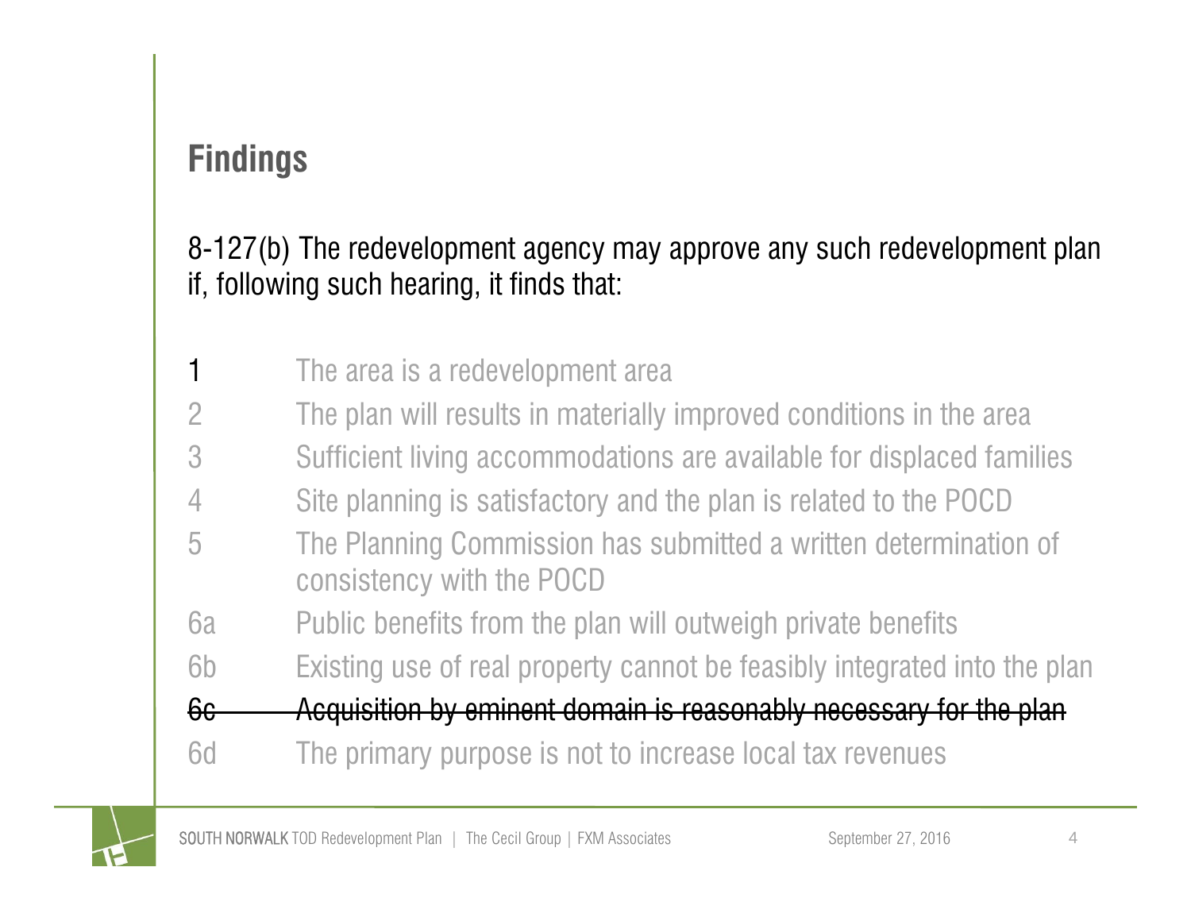## Findings

8-127(b) The redevelopment agency may approve any such redevelopment plan if, following such hearing, it finds that:

| | |
|---|---|
| 1 | The area is a redevelopment area |
| 2 | The plan will results in materially improved conditions in the area |
| 3 | Sufficient living accommodations are available for displaced families |
| 4 | Site planning is satisfactory and the plan is related to the POCD |
| 5 | The Planning Commission has submitted a written determination of consistency with the POCD |
| 6a | Public benefits from the plan will outweigh private benefits |
| 6b | Existing use of real property cannot be feasibly integrated into the plan |
| ~~6c~~ | ~~Acquisition by eminent domain is reasonably necessary for the plan~~ |
| 6d | The primary purpose is not to increase local tax revenues |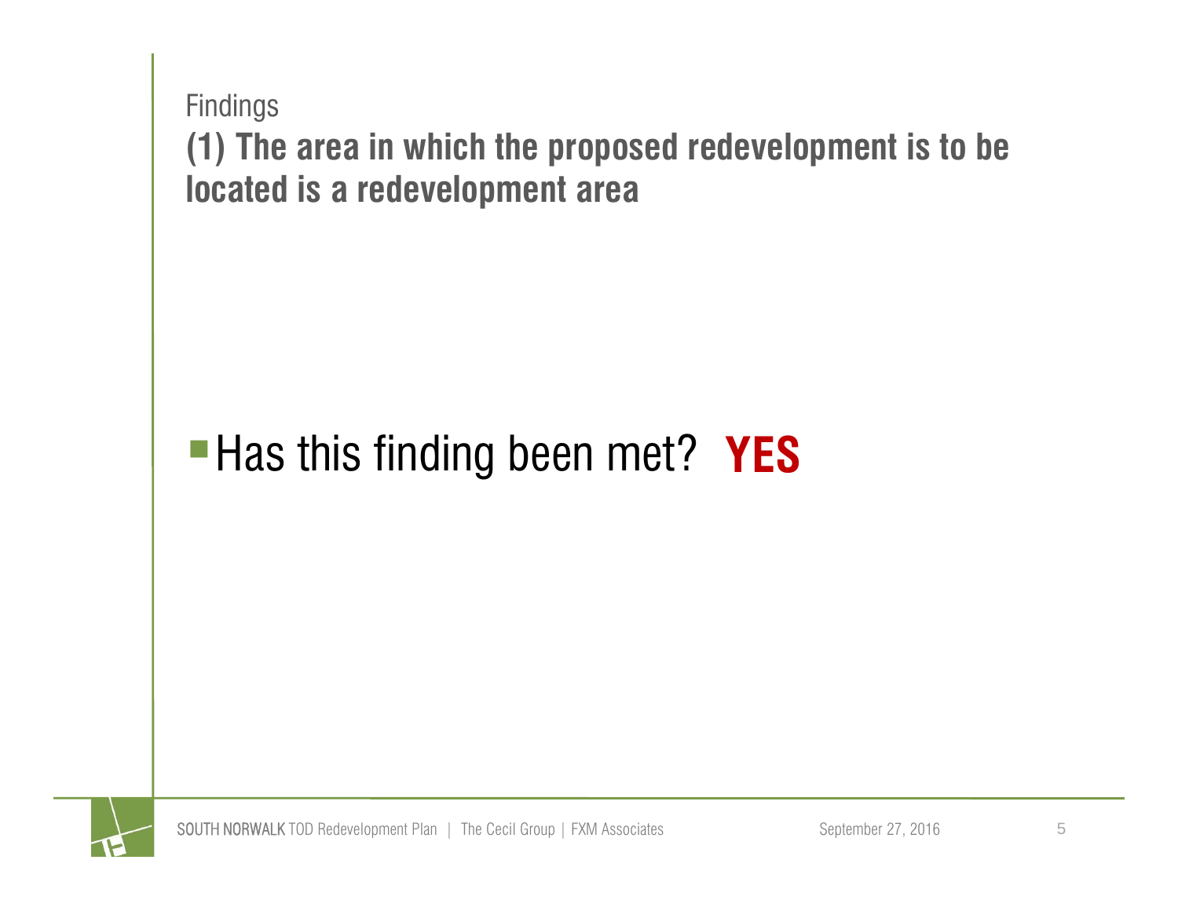Findings

## (1) The area in which the proposed redevelopment is to be located is a redevelopment area

- Has this finding been met? **YES**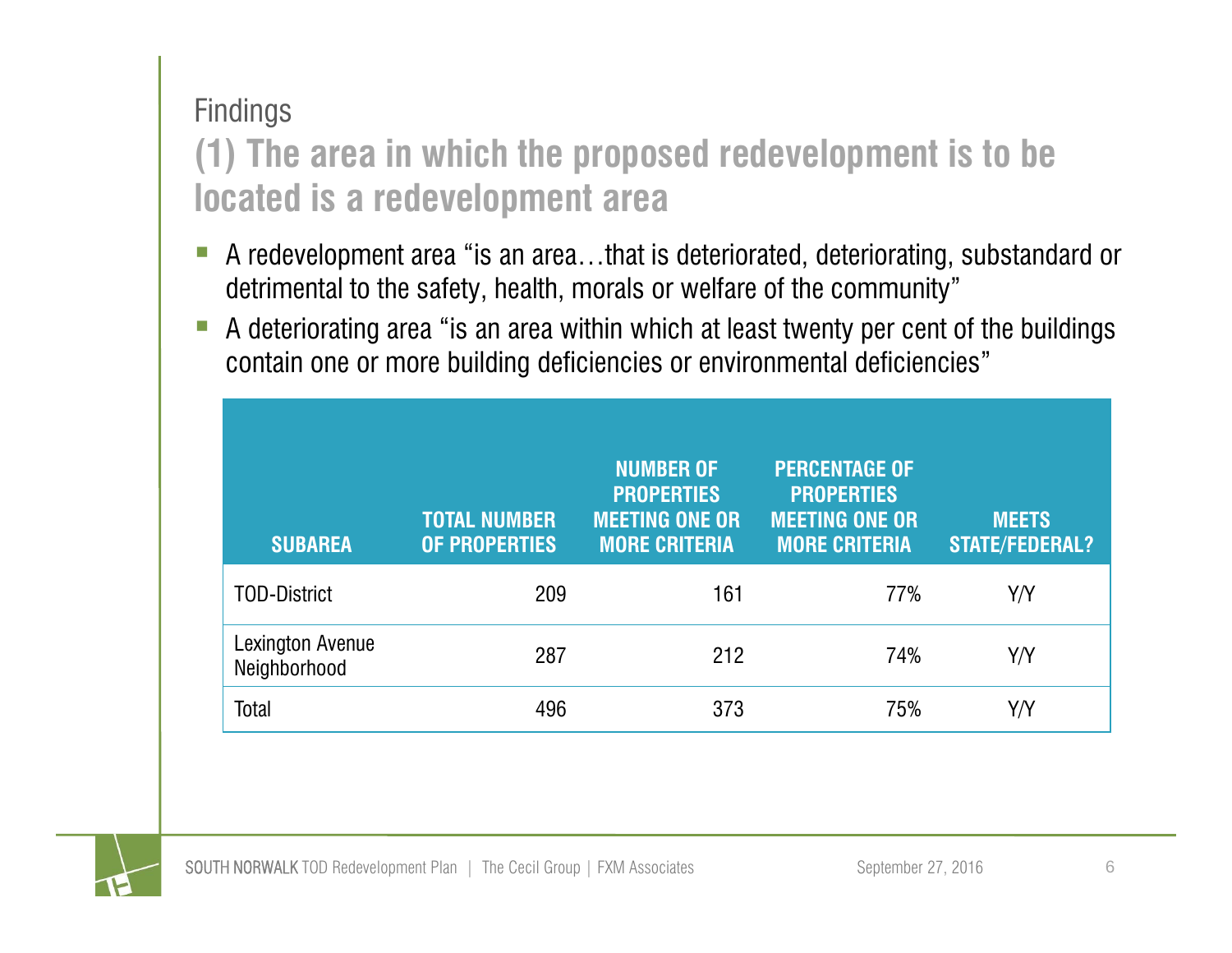Findings

## (1) The area in which the proposed redevelopment is to be located is a redevelopment area

- A redevelopment area "is an area…that is deteriorated, deteriorating, substandard or detrimental to the safety, health, morals or welfare of the community"
- A deteriorating area "is an area within which at least twenty per cent of the buildings contain one or more building deficiencies or environmental deficiencies"

| SUBAREA | TOTAL NUMBER OF PROPERTIES | NUMBER OF PROPERTIES MEETING ONE OR MORE CRITERIA | PERCENTAGE OF PROPERTIES MEETING ONE OR MORE CRITERIA | MEETS STATE/FEDERAL? |
|---|---|---|---|---|
| TOD-District | 209 | 161 | 77% | Y/Y |
| Lexington Avenue Neighborhood | 287 | 212 | 74% | Y/Y |
| Total | 496 | 373 | 75% | Y/Y |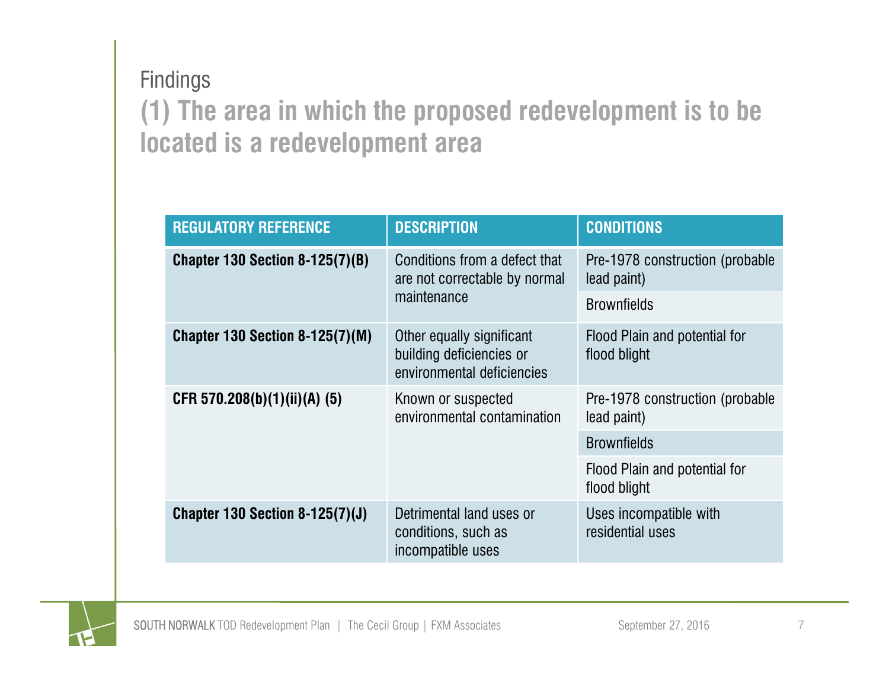Findings

## (1) The area in which the proposed redevelopment is to be located is a redevelopment area

| REGULATORY REFERENCE | DESCRIPTION | CONDITIONS |
|---|---|---|
| **Chapter 130 Section 8-125(7)(B)** | Conditions from a defect that are not correctable by normal maintenance | Pre-1978 construction (probable lead paint) |
| | | Brownfields |
| **Chapter 130 Section 8-125(7)(M)** | Other equally significant building deficiencies or environmental deficiencies | Flood Plain and potential for flood blight |
| **CFR 570.208(b)(1)(ii)(A) (5)** | Known or suspected environmental contamination | Pre-1978 construction (probable lead paint) |
| | | Brownfields |
| | | Flood Plain and potential for flood blight |
| **Chapter 130 Section 8-125(7)(J)** | Detrimental land uses or conditions, such as incompatible uses | Uses incompatible with residential uses |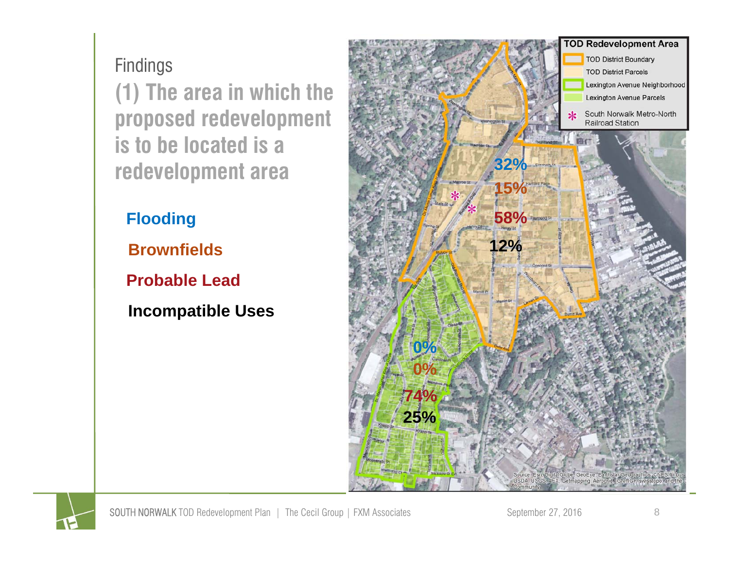# Findings

## (1) The area in which the proposed redevelopment is to be located is a redevelopment area

**Flooding**

**Brownfields**

**Probable Lead**

**Incompatible Uses**

**TOD Redevelopment Area**

- TOD District Boundary
- TOD District Parcels
- Lexington Avenue Neighborhood
- Lexington Avenue Parcels
- * South Norwalk Metro-North Railroad Station

| | TOD District | Lexington Avenue Neighborhood |
|---|---|---|
| Flooding | 32% | 0% |
| Brownfields | 15% | 0% |
| Probable Lead | 58% | 74% |
| Incompatible Uses | 12% | 25% |

Source: Esri, DigitalGlobe, GeoEye, Earthstar Geographics, CNES/Airbus DS, USDA, USGS, AEX, Getmapping, Aerogrid, IGN, IGP, swisstopo, and the GIS User Community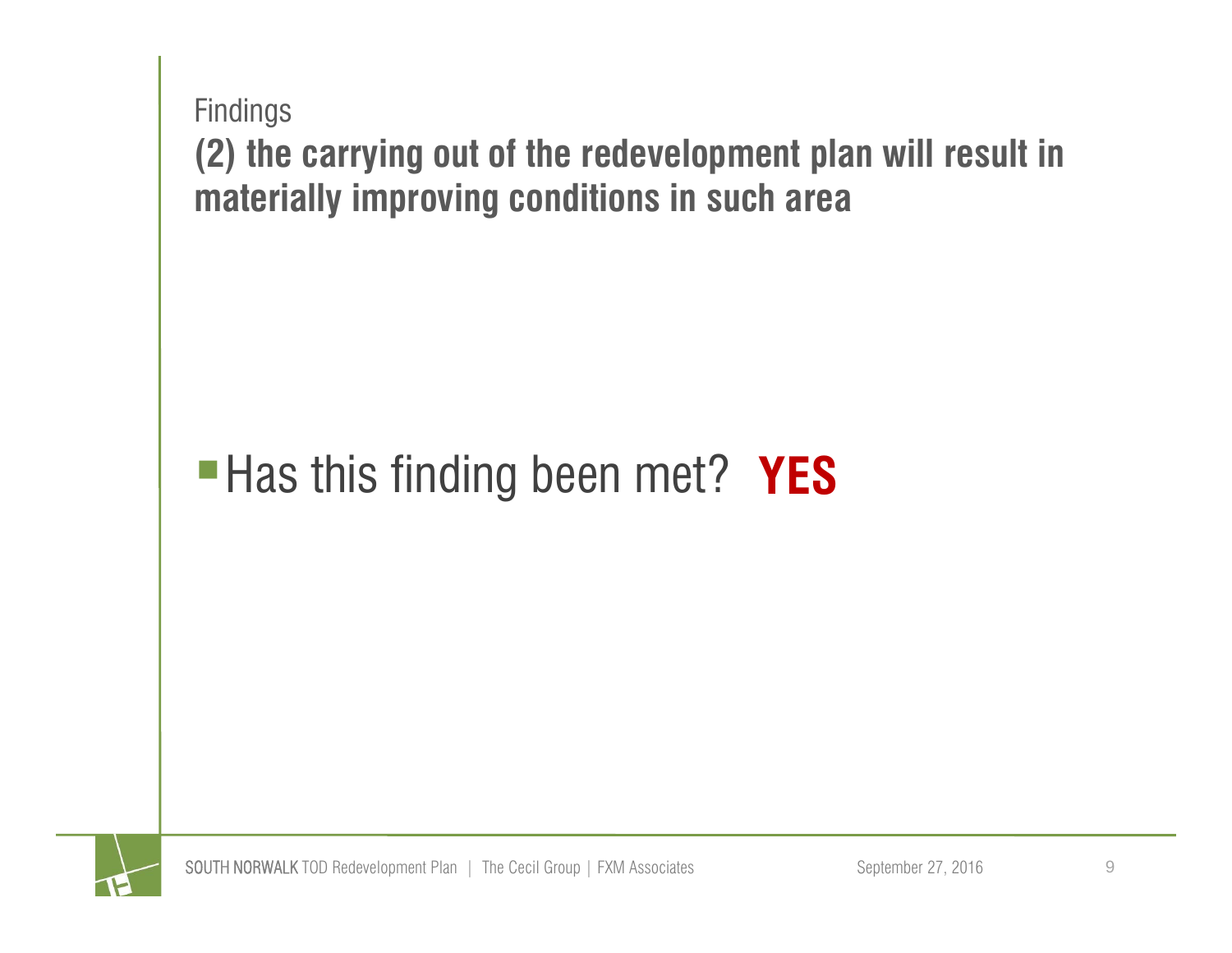Findings

## (2) the carrying out of the redevelopment plan will result in materially improving conditions in such area

- Has this finding been met? **YES**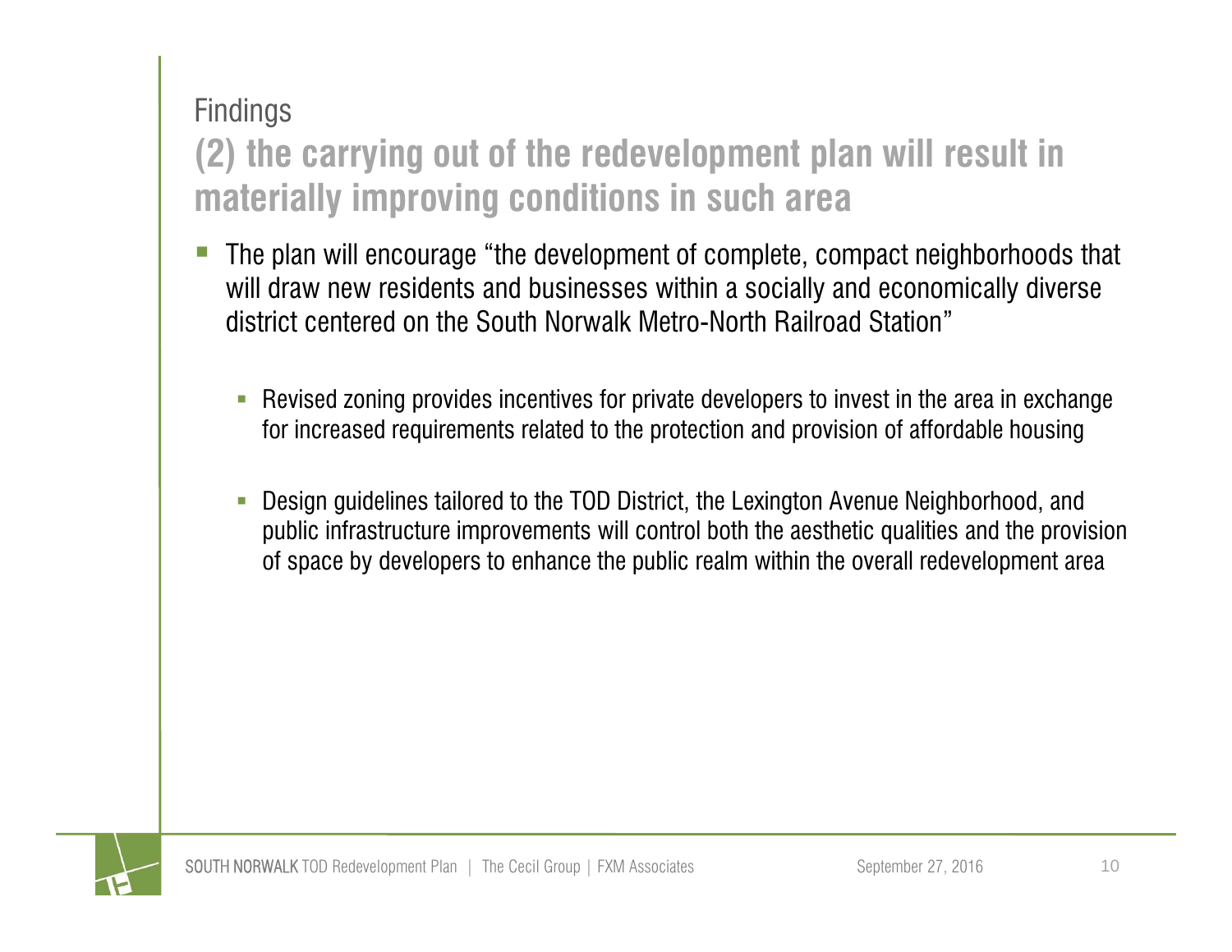## Findings

### (2) the carrying out of the redevelopment plan will result in materially improving conditions in such area

- The plan will encourage "the development of complete, compact neighborhoods that will draw new residents and businesses within a socially and economically diverse district centered on the South Norwalk Metro-North Railroad Station"
  - Revised zoning provides incentives for private developers to invest in the area in exchange for increased requirements related to the protection and provision of affordable housing
  - Design guidelines tailored to the TOD District, the Lexington Avenue Neighborhood, and public infrastructure improvements will control both the aesthetic qualities and the provision of space by developers to enhance the public realm within the overall redevelopment area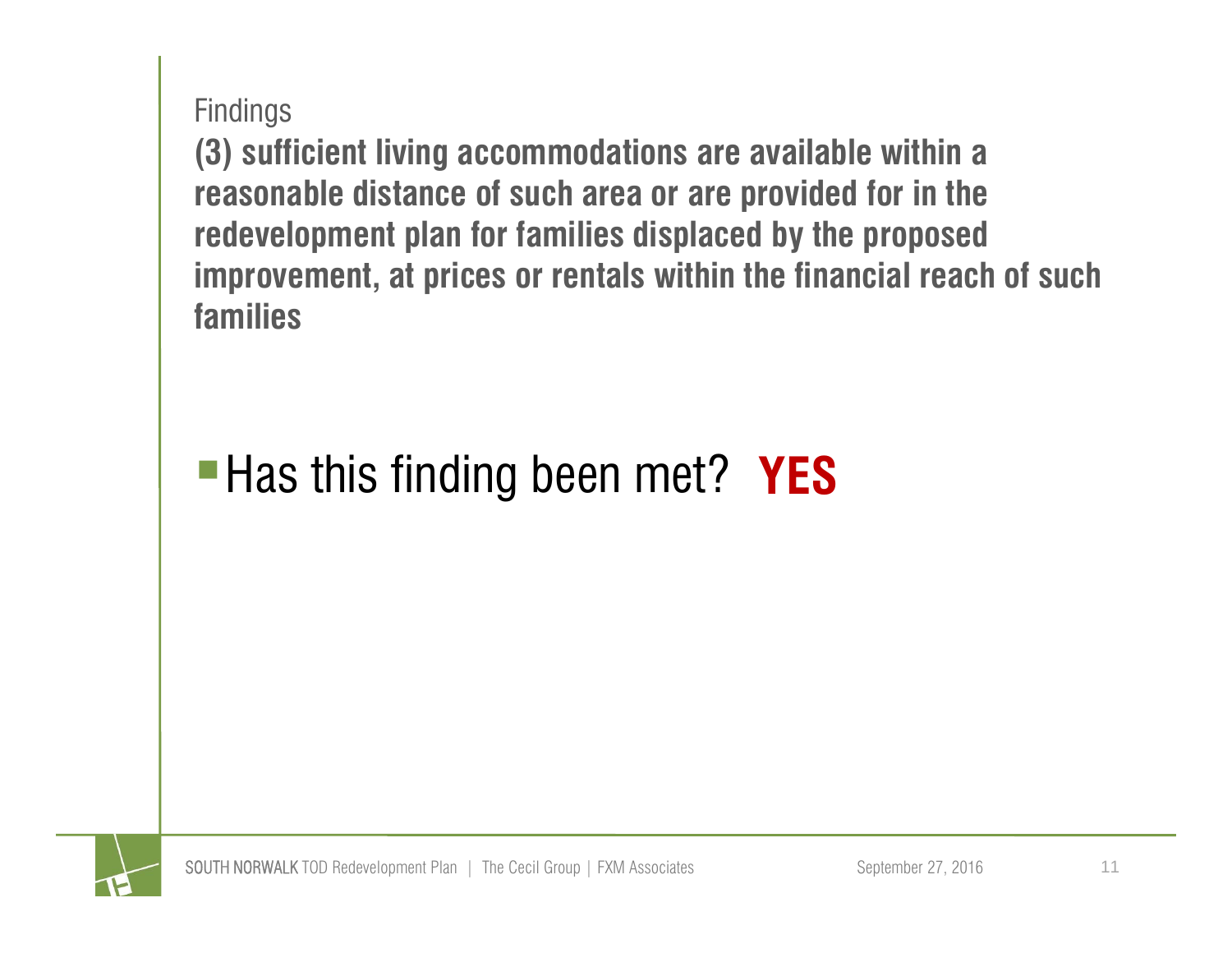Findings

**(3) sufficient living accommodations are available within a reasonable distance of such area or are provided for in the redevelopment plan for families displaced by the proposed improvement, at prices or rentals within the financial reach of such families**

- Has this finding been met? **YES**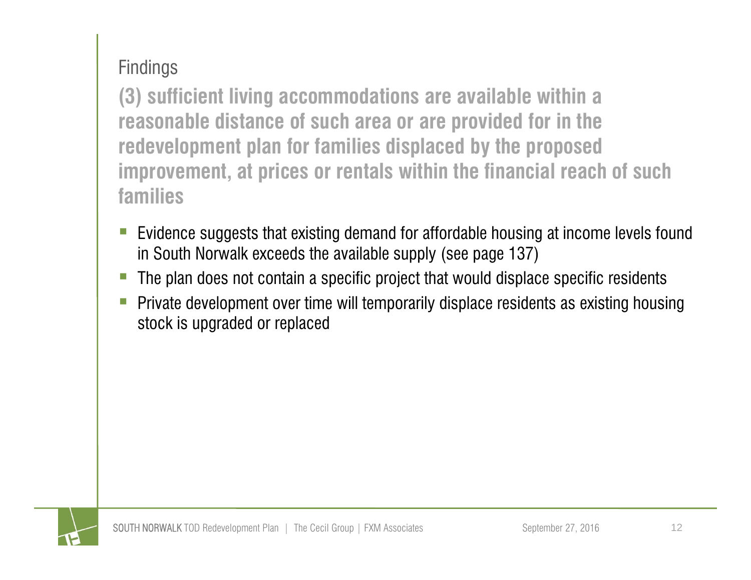## Findings

**(3) sufficient living accommodations are available within a reasonable distance of such area or are provided for in the redevelopment plan for families displaced by the proposed improvement, at prices or rentals within the financial reach of such families**

- Evidence suggests that existing demand for affordable housing at income levels found in South Norwalk exceeds the available supply (see page 137)
- The plan does not contain a specific project that would displace specific residents
- Private development over time will temporarily displace residents as existing housing stock is upgraded or replaced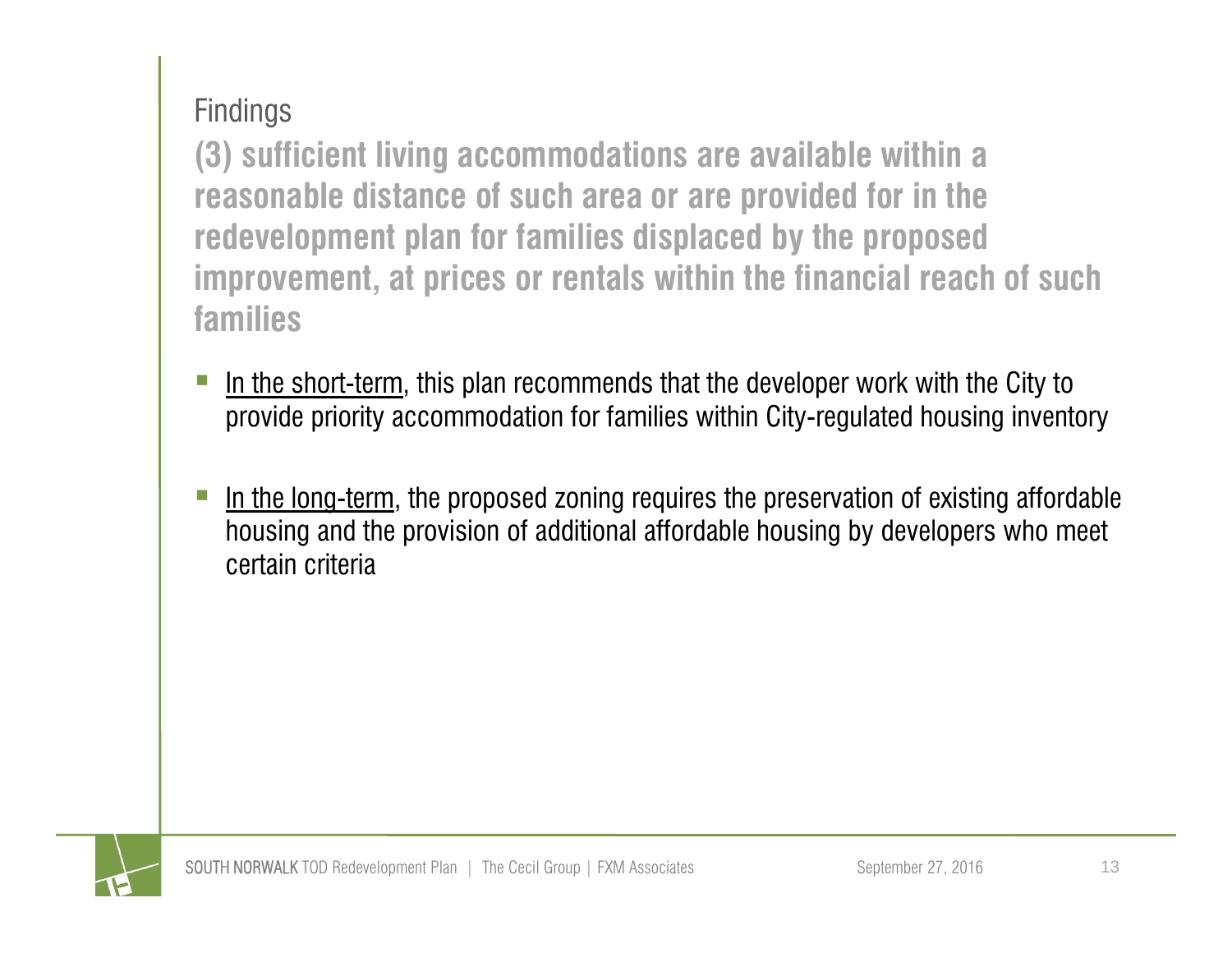## Findings

**(3) sufficient living accommodations are available within a reasonable distance of such area or are provided for in the redevelopment plan for families displaced by the proposed improvement, at prices or rentals within the financial reach of such families**

- In the short-term, this plan recommends that the developer work with the City to provide priority accommodation for families within City-regulated housing inventory
- In the long-term, the proposed zoning requires the preservation of existing affordable housing and the provision of additional affordable housing by developers who meet certain criteria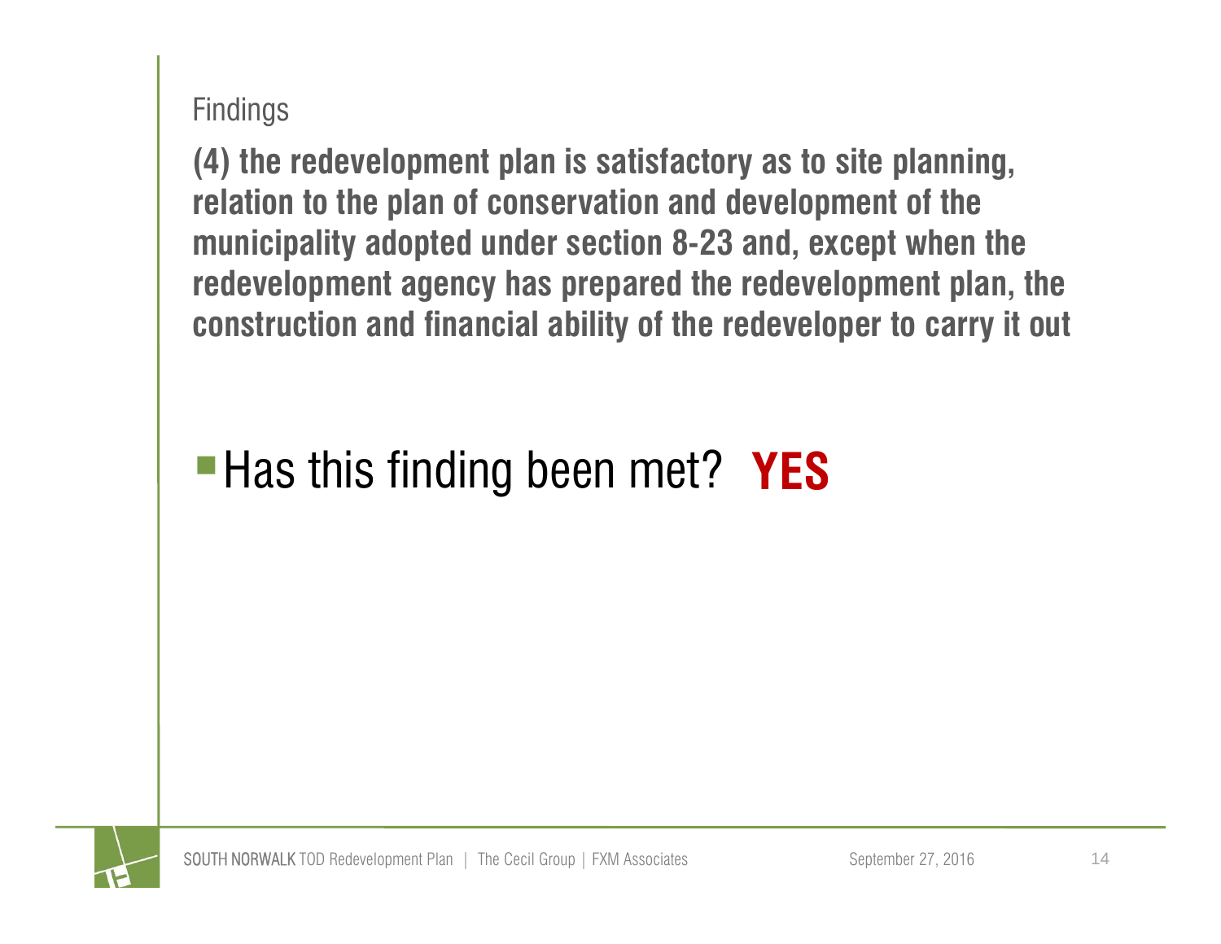Findings

**(4) the redevelopment plan is satisfactory as to site planning, relation to the plan of conservation and development of the municipality adopted under section 8-23 and, except when the redevelopment agency has prepared the redevelopment plan, the construction and financial ability of the redeveloper to carry it out**

- Has this finding been met? **YES**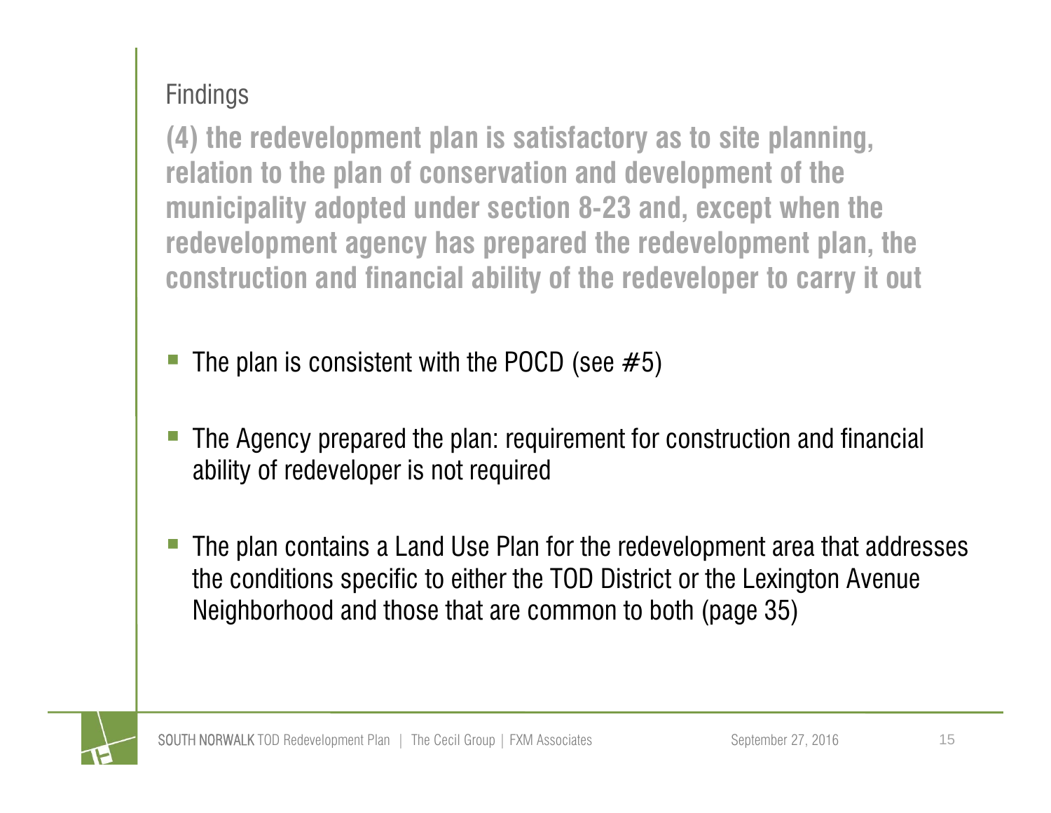## Findings

**(4) the redevelopment plan is satisfactory as to site planning, relation to the plan of conservation and development of the municipality adopted under section 8-23 and, except when the redevelopment agency has prepared the redevelopment plan, the construction and financial ability of the redeveloper to carry it out**

- The plan is consistent with the POCD (see #5)
- The Agency prepared the plan: requirement for construction and financial ability of redeveloper is not required
- The plan contains a Land Use Plan for the redevelopment area that addresses the conditions specific to either the TOD District or the Lexington Avenue Neighborhood and those that are common to both (page 35)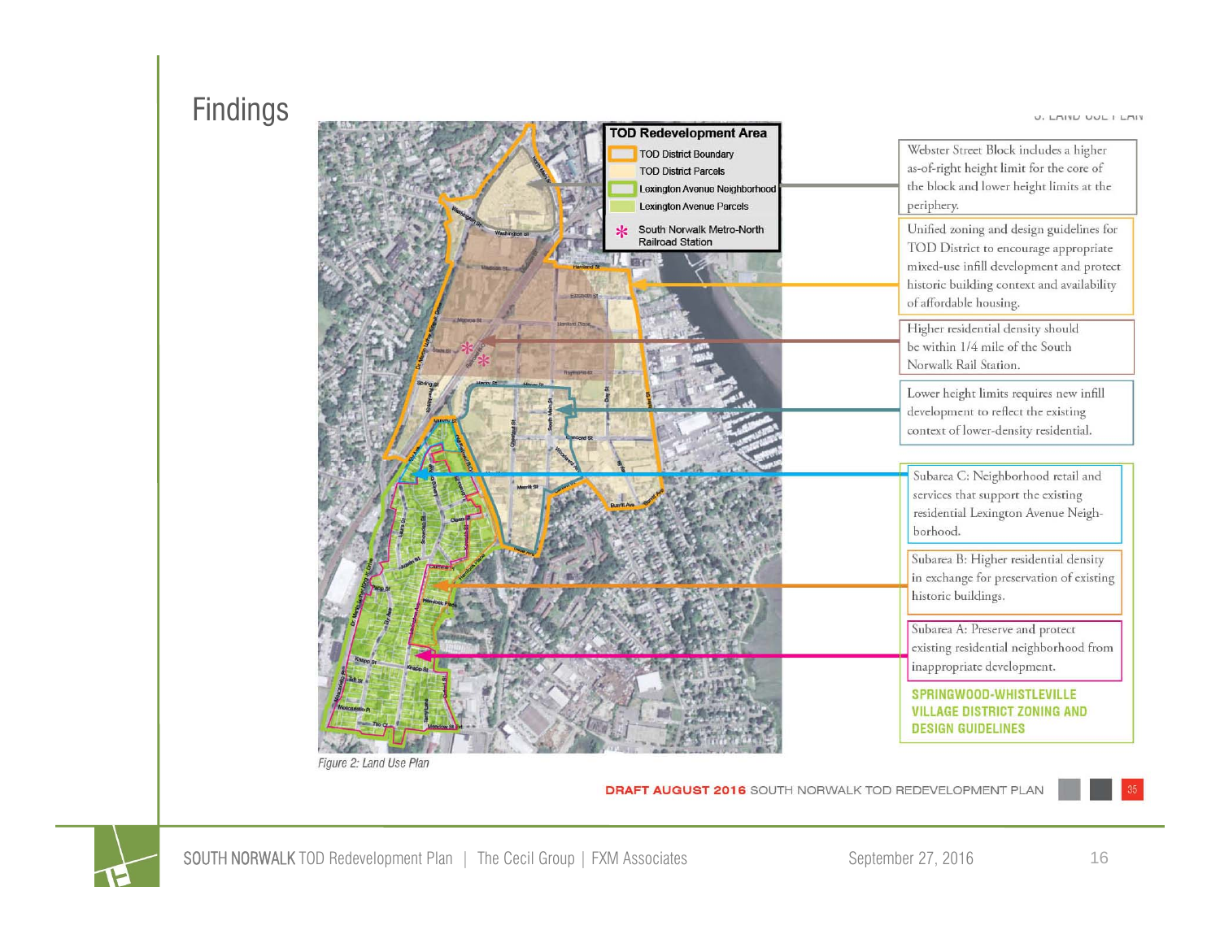# Findings

**TOD Redevelopment Area**

- TOD District Boundary
- TOD District Parcels
- Lexington Avenue Neighborhood
- Lexington Avenue Parcels
- * South Norwalk Metro-North Railroad Station

Webster Street Block includes a higher as-of-right height limit for the core of the block and lower height limits at the periphery.

Unified zoning and design guidelines for TOD District to encourage appropriate mixed-use infill development and protect historic building context and availability of affordable housing.

Higher residential density should be within 1/4 mile of the South Norwalk Rail Station.

Lower height limits requires new infill development to reflect the existing context of lower-density residential.

Subarea C: Neighborhood retail and services that support the existing residential Lexington Avenue Neighborhood.

Subarea B: Higher residential density in exchange for preservation of existing historic buildings.

Subarea A: Preserve and protect existing residential neighborhood from inappropriate development.

**SPRINGWOOD-WHISTLEVILLE VILLAGE DISTRICT ZONING AND DESIGN GUIDELINES**

*Figure 2: Land Use Plan*

**DRAFT AUGUST 2016** SOUTH NORWALK TOD REDEVELOPMENT PLAN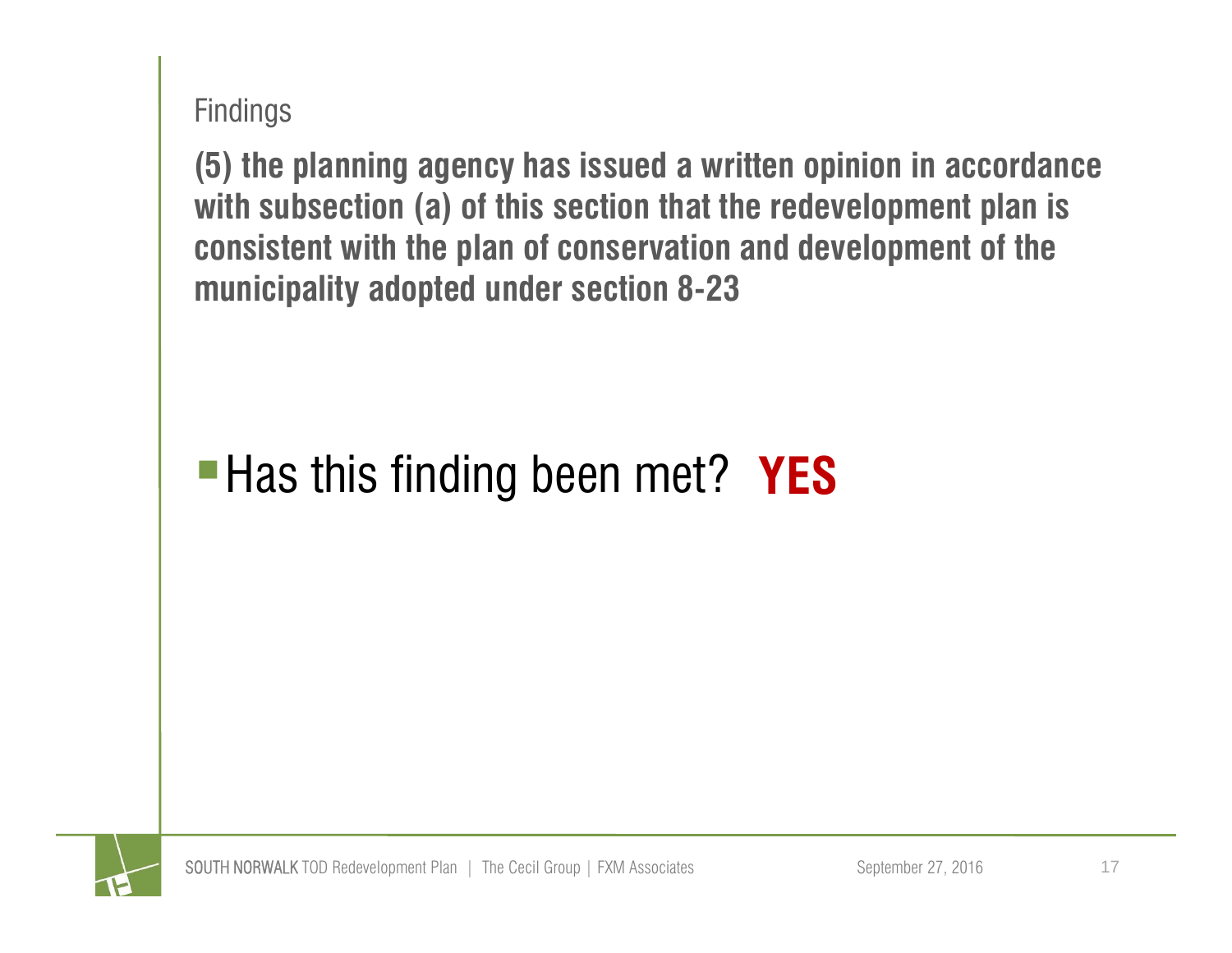## Findings

**(5) the planning agency has issued a written opinion in accordance with subsection (a) of this section that the redevelopment plan is consistent with the plan of conservation and development of the municipality adopted under section 8-23**

- Has this finding been met? **YES**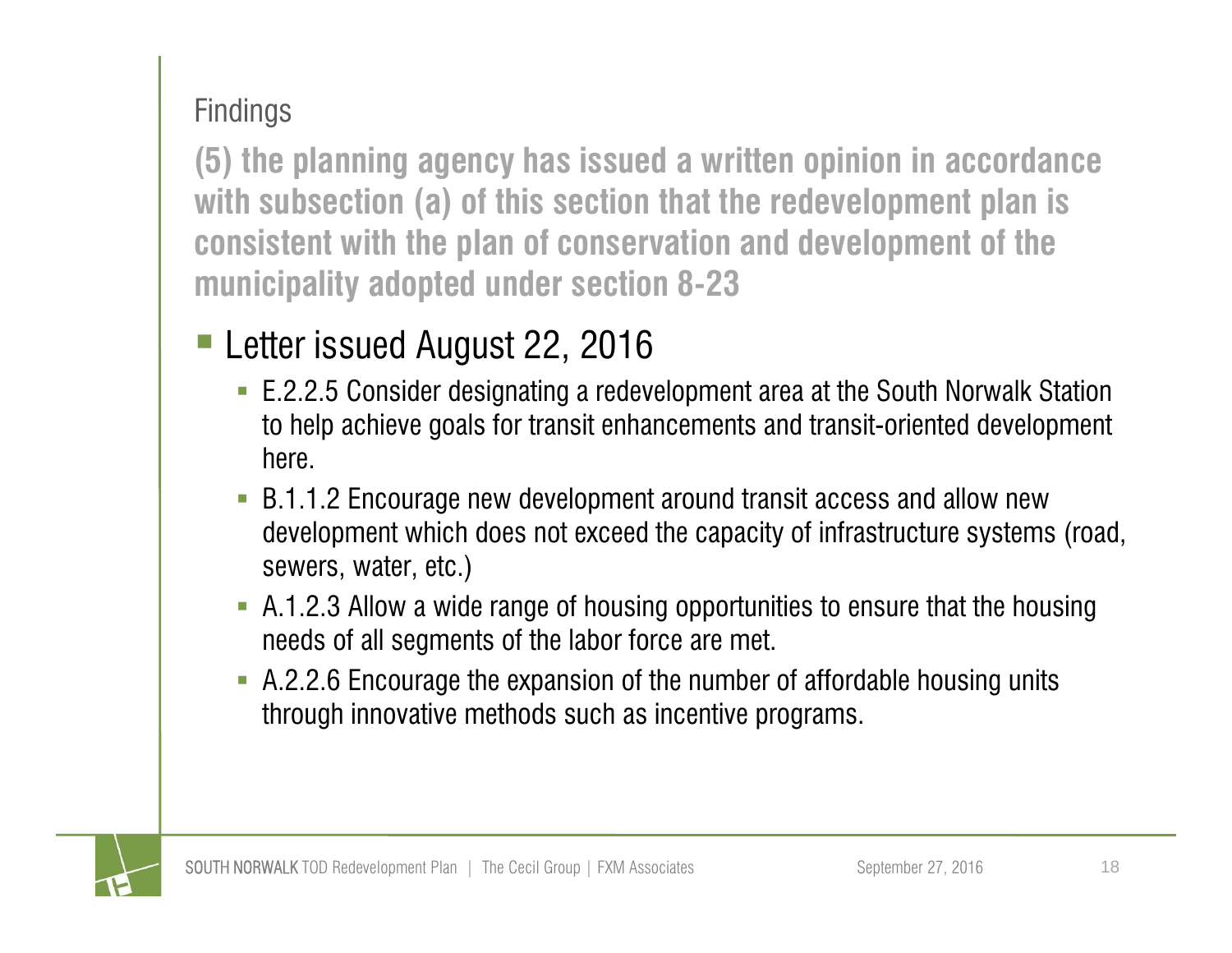## Findings

**(5) the planning agency has issued a written opinion in accordance with subsection (a) of this section that the redevelopment plan is consistent with the plan of conservation and development of the municipality adopted under section 8-23**

- Letter issued August 22, 2016
  - E.2.2.5 Consider designating a redevelopment area at the South Norwalk Station to help achieve goals for transit enhancements and transit-oriented development here.
  - B.1.1.2 Encourage new development around transit access and allow new development which does not exceed the capacity of infrastructure systems (road, sewers, water, etc.)
  - A.1.2.3 Allow a wide range of housing opportunities to ensure that the housing needs of all segments of the labor force are met.
  - A.2.2.6 Encourage the expansion of the number of affordable housing units through innovative methods such as incentive programs.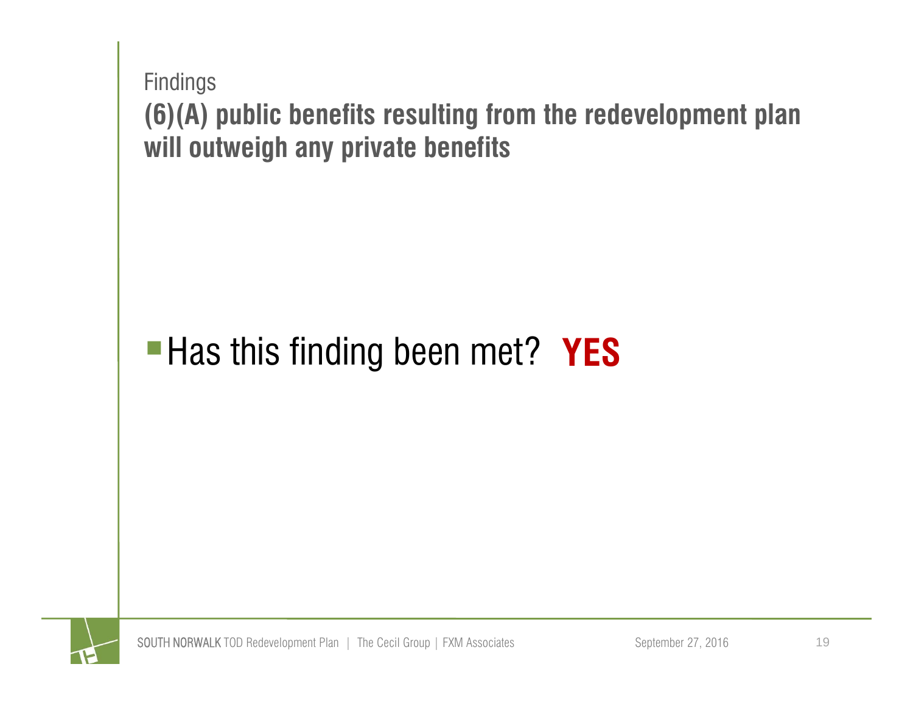Findings

## (6)(A) public benefits resulting from the redevelopment plan will outweigh any private benefits

- Has this finding been met? **YES**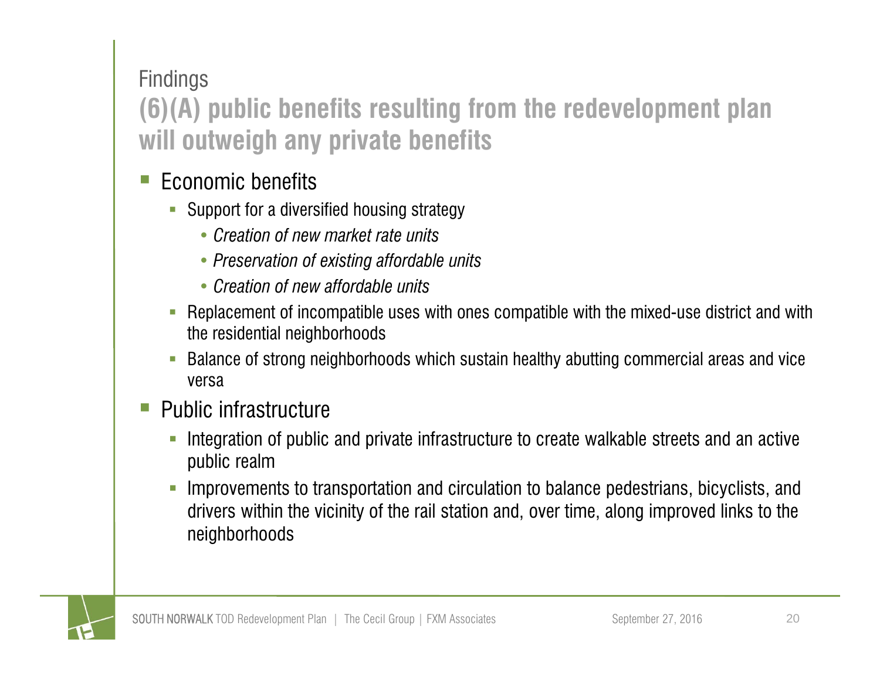Findings

## (6)(A) public benefits resulting from the redevelopment plan will outweigh any private benefits

- Economic benefits
  - Support for a diversified housing strategy
    - *Creation of new market rate units*
    - *Preservation of existing affordable units*
    - *Creation of new affordable units*
  - Replacement of incompatible uses with ones compatible with the mixed-use district and with the residential neighborhoods
  - Balance of strong neighborhoods which sustain healthy abutting commercial areas and vice versa
- Public infrastructure
  - Integration of public and private infrastructure to create walkable streets and an active public realm
  - Improvements to transportation and circulation to balance pedestrians, bicyclists, and drivers within the vicinity of the rail station and, over time, along improved links to the neighborhoods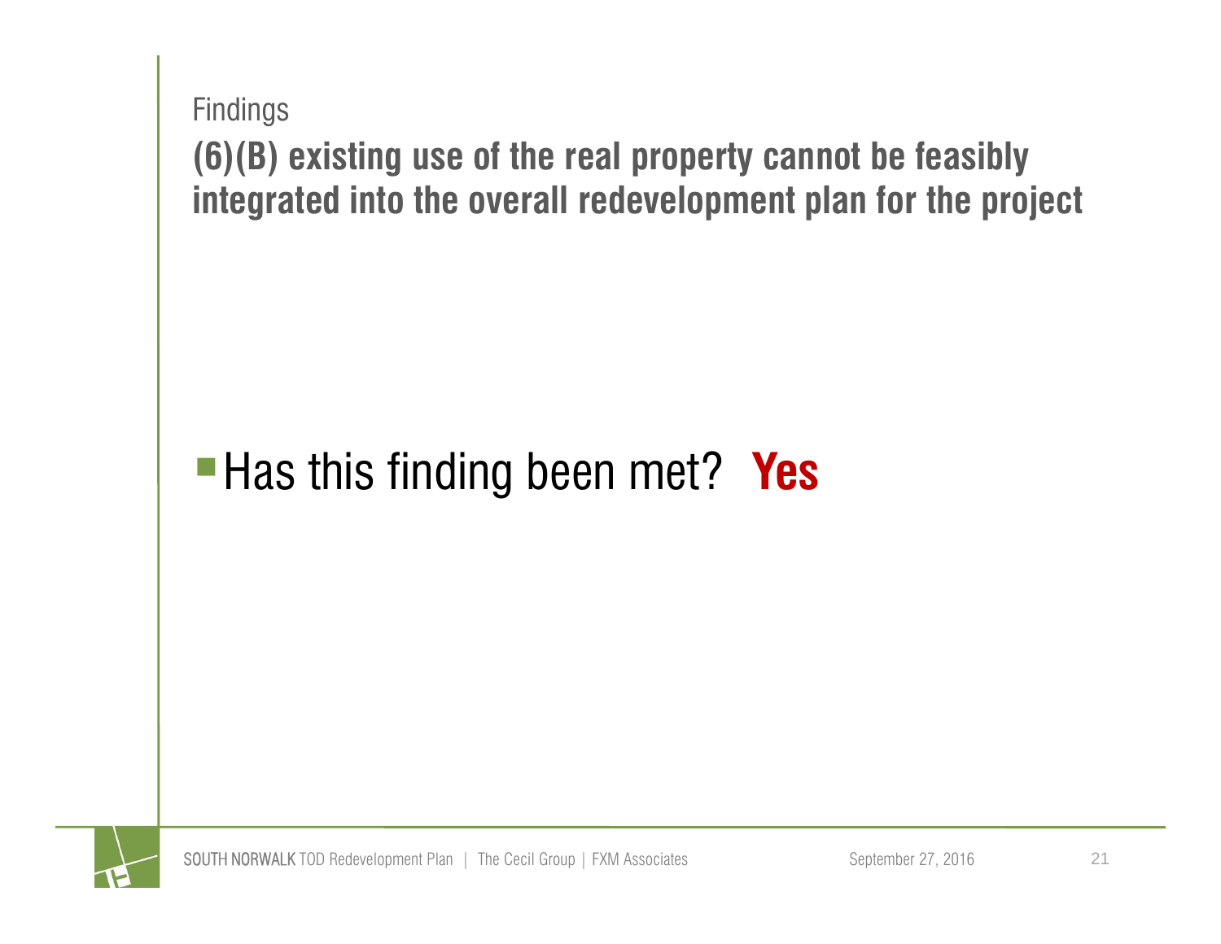Findings

## (6)(B) existing use of the real property cannot be feasibly integrated into the overall redevelopment plan for the project

- Has this finding been met? **Yes**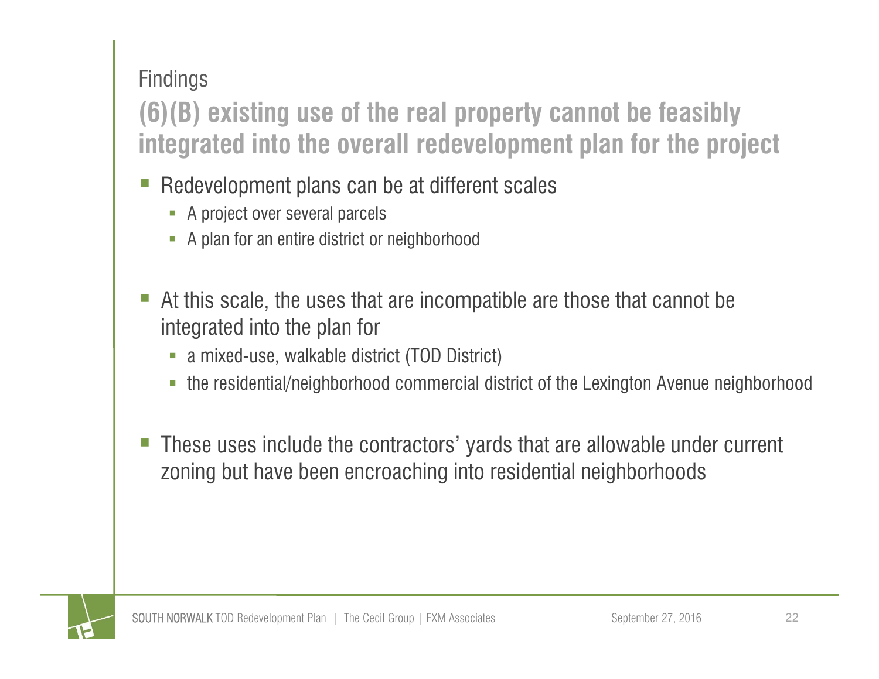Findings

## (6)(B) existing use of the real property cannot be feasibly integrated into the overall redevelopment plan for the project

- Redevelopment plans can be at different scales
  - A project over several parcels
  - A plan for an entire district or neighborhood

- At this scale, the uses that are incompatible are those that cannot be integrated into the plan for
  - a mixed-use, walkable district (TOD District)
  - the residential/neighborhood commercial district of the Lexington Avenue neighborhood

- These uses include the contractors' yards that are allowable under current zoning but have been encroaching into residential neighborhoods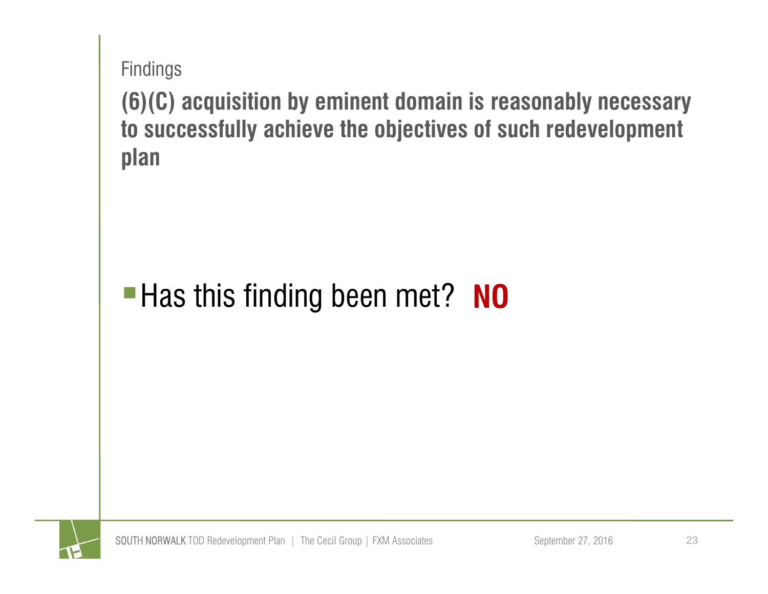Findings

## (6)(C) acquisition by eminent domain is reasonably necessary to successfully achieve the objectives of such redevelopment plan

- Has this finding been met? **NO**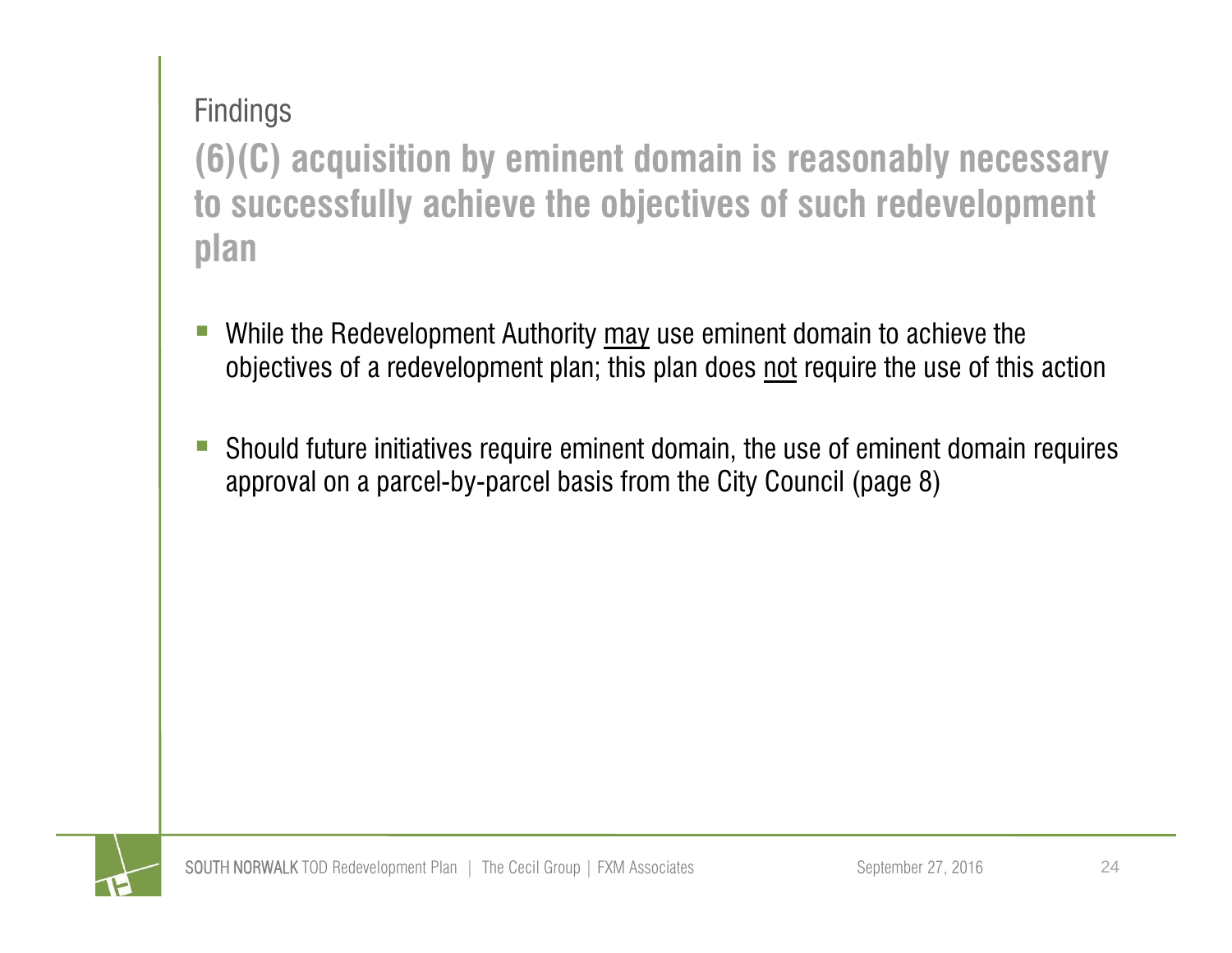Findings

## (6)(C) acquisition by eminent domain is reasonably necessary to successfully achieve the objectives of such redevelopment plan

- While the Redevelopment Authority may use eminent domain to achieve the objectives of a redevelopment plan; this plan does not require the use of this action
- Should future initiatives require eminent domain, the use of eminent domain requires approval on a parcel-by-parcel basis from the City Council (page 8)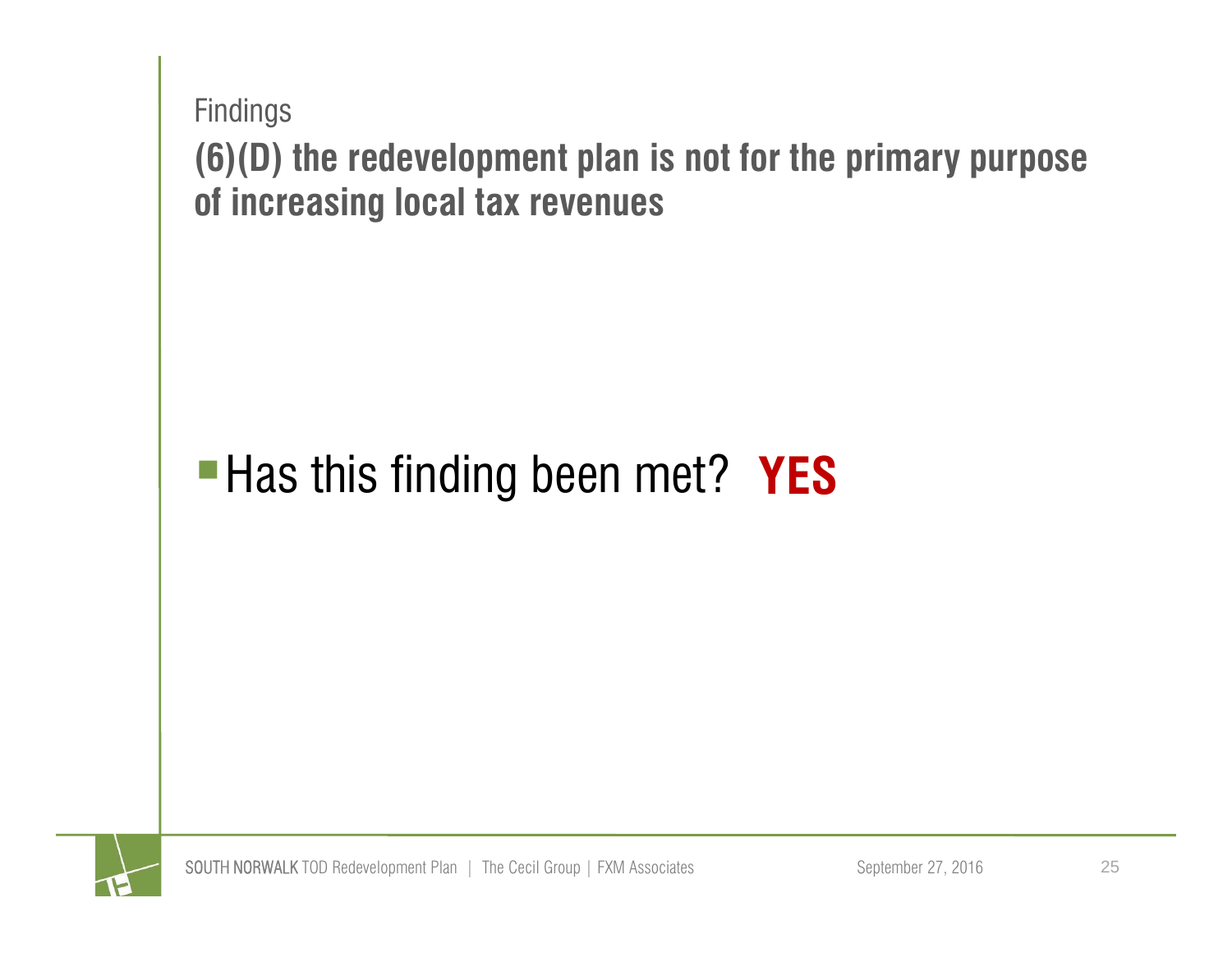Findings

## (6)(D) the redevelopment plan is not for the primary purpose of increasing local tax revenues

- Has this finding been met? **YES**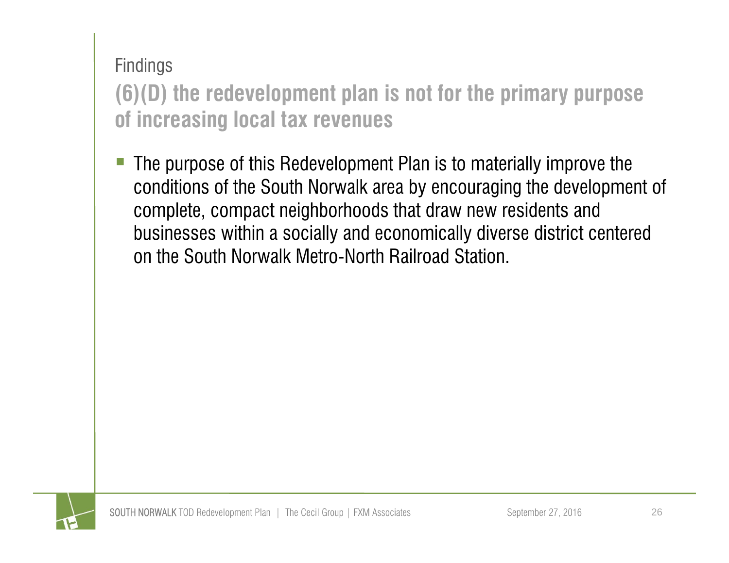Findings

## (6)(D) the redevelopment plan is not for the primary purpose of increasing local tax revenues

- The purpose of this Redevelopment Plan is to materially improve the conditions of the South Norwalk area by encouraging the development of complete, compact neighborhoods that draw new residents and businesses within a socially and economically diverse district centered on the South Norwalk Metro-North Railroad Station.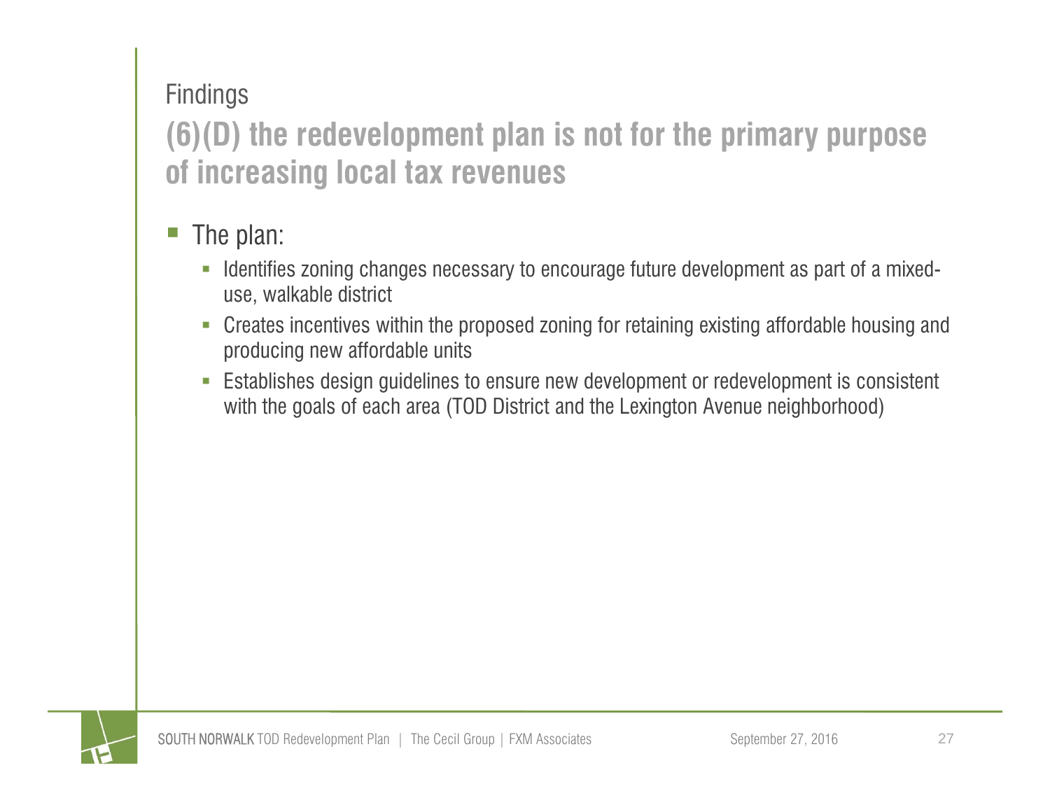Findings

## (6)(D) the redevelopment plan is not for the primary purpose of increasing local tax revenues

- The plan:
  - Identifies zoning changes necessary to encourage future development as part of a mixed-use, walkable district
  - Creates incentives within the proposed zoning for retaining existing affordable housing and producing new affordable units
  - Establishes design guidelines to ensure new development or redevelopment is consistent with the goals of each area (TOD District and the Lexington Avenue neighborhood)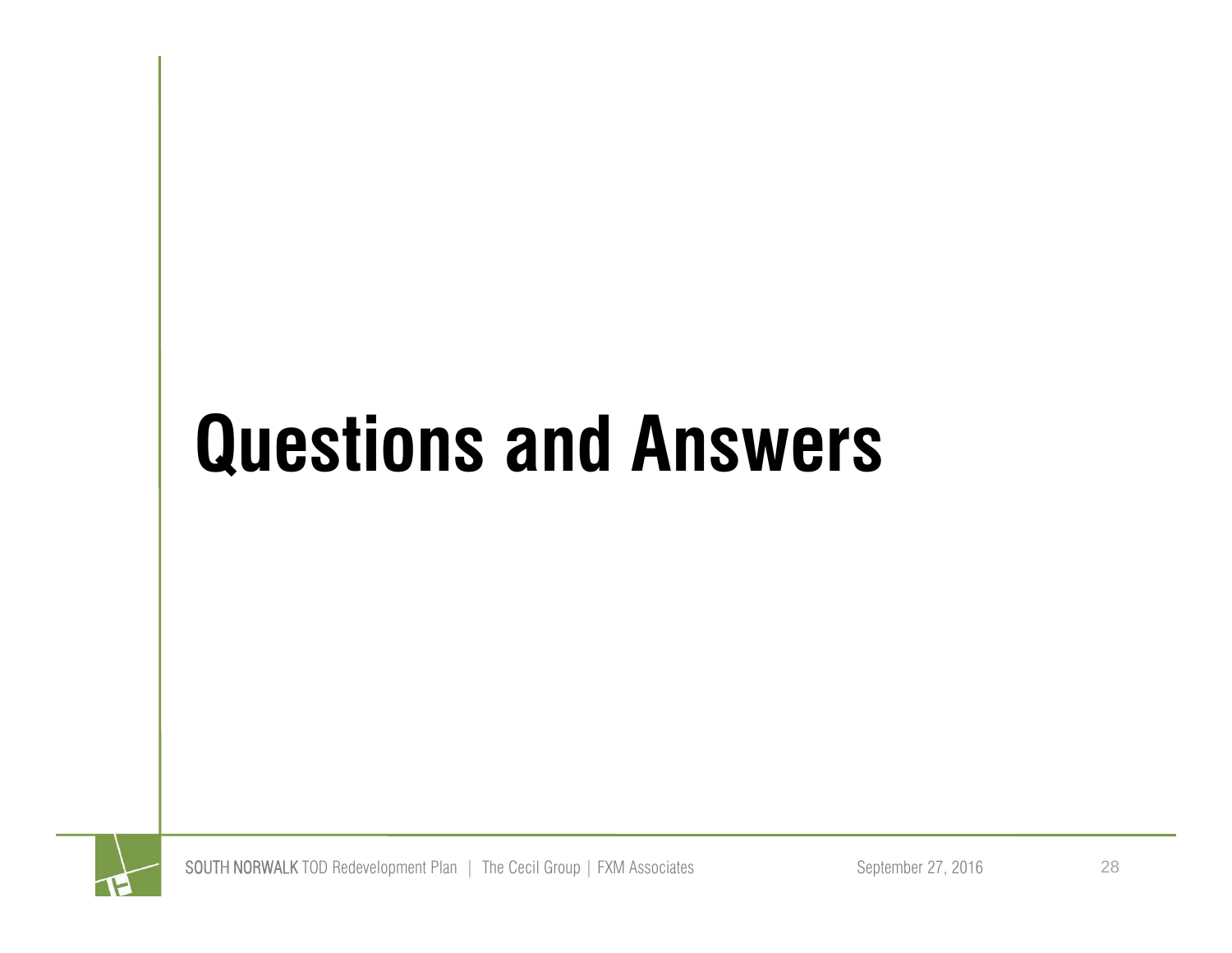# Questions and Answers